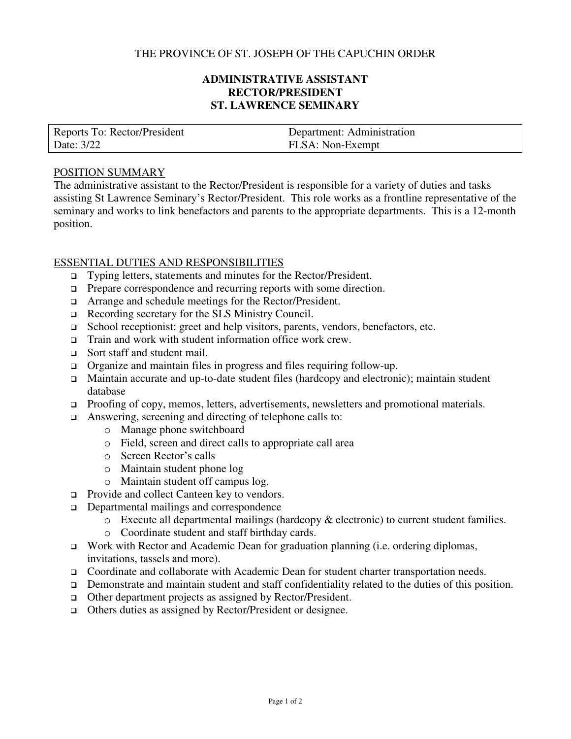THE PROVINCE OF ST. JOSEPH OF THE CAPUCHIN ORDER

# ADMINISTRATIVE ASSISTANT
# RECTOR/PRESIDENT
# ST. LAWRENCE SEMINARY

| Reports To: Rector/President | Department: Administration |
|---|---|
| Date: 3/22 | FLSA: Non-Exempt |

## POSITION SUMMARY

The administrative assistant to the Rector/President is responsible for a variety of duties and tasks assisting St Lawrence Seminary's Rector/President. This role works as a frontline representative of the seminary and works to link benefactors and parents to the appropriate departments. This is a 12-month position.

## ESSENTIAL DUTIES AND RESPONSIBILITIES

- Typing letters, statements and minutes for the Rector/President.
- Prepare correspondence and recurring reports with some direction.
- Arrange and schedule meetings for the Rector/President.
- Recording secretary for the SLS Ministry Council.
- School receptionist: greet and help visitors, parents, vendors, benefactors, etc.
- Train and work with student information office work crew.
- Sort staff and student mail.
- Organize and maintain files in progress and files requiring follow-up.
- Maintain accurate and up-to-date student files (hardcopy and electronic); maintain student database
- Proofing of copy, memos, letters, advertisements, newsletters and promotional materials.
- Answering, screening and directing of telephone calls to:
  - Manage phone switchboard
  - Field, screen and direct calls to appropriate call area
  - Screen Rector's calls
  - Maintain student phone log
  - Maintain student off campus log.
- Provide and collect Canteen key to vendors.
- Departmental mailings and correspondence
  - Execute all departmental mailings (hardcopy & electronic) to current student families.
  - Coordinate student and staff birthday cards.
- Work with Rector and Academic Dean for graduation planning (i.e. ordering diplomas, invitations, tassels and more).
- Coordinate and collaborate with Academic Dean for student charter transportation needs.
- Demonstrate and maintain student and staff confidentiality related to the duties of this position.
- Other department projects as assigned by Rector/President.
- Others duties as assigned by Rector/President or designee.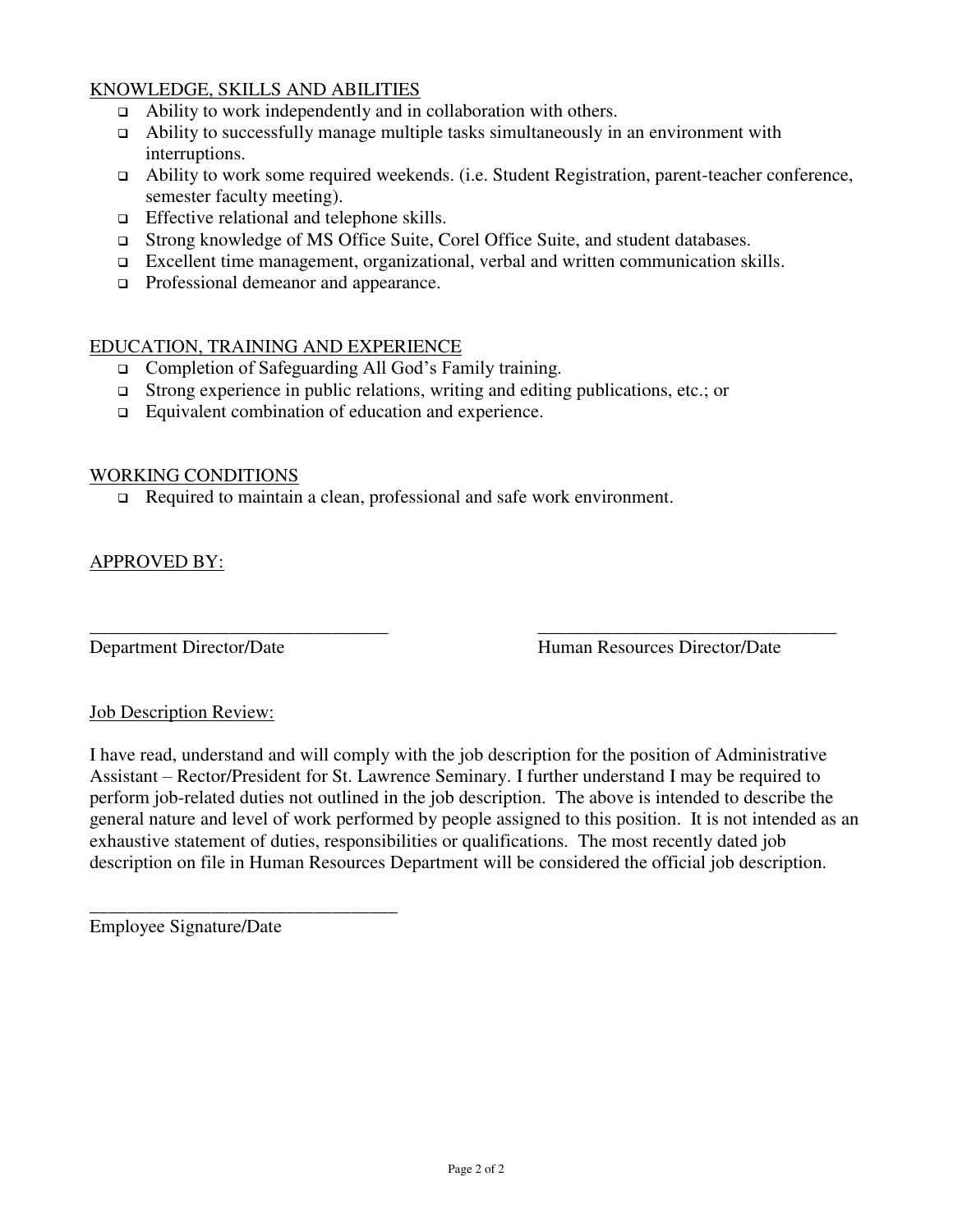## KNOWLEDGE, SKILLS AND ABILITIES

- Ability to work independently and in collaboration with others.
- Ability to successfully manage multiple tasks simultaneously in an environment with interruptions.
- Ability to work some required weekends. (i.e. Student Registration, parent-teacher conference, semester faculty meeting).
- Effective relational and telephone skills.
- Strong knowledge of MS Office Suite, Corel Office Suite, and student databases.
- Excellent time management, organizational, verbal and written communication skills.
- Professional demeanor and appearance.

## EDUCATION, TRAINING AND EXPERIENCE

- Completion of Safeguarding All God's Family training.
- Strong experience in public relations, writing and editing publications, etc.; or
- Equivalent combination of education and experience.

## WORKING CONDITIONS

- Required to maintain a clean, professional and safe work environment.

## APPROVED BY:

_________________________________ _________________________________
Department Director/Date Human Resources Director/Date

## Job Description Review:

I have read, understand and will comply with the job description for the position of Administrative Assistant – Rector/President for St. Lawrence Seminary. I further understand I may be required to perform job-related duties not outlined in the job description. The above is intended to describe the general nature and level of work performed by people assigned to this position. It is not intended as an exhaustive statement of duties, responsibilities or qualifications. The most recently dated job description on file in Human Resources Department will be considered the official job description.

_________________________________
Employee Signature/Date